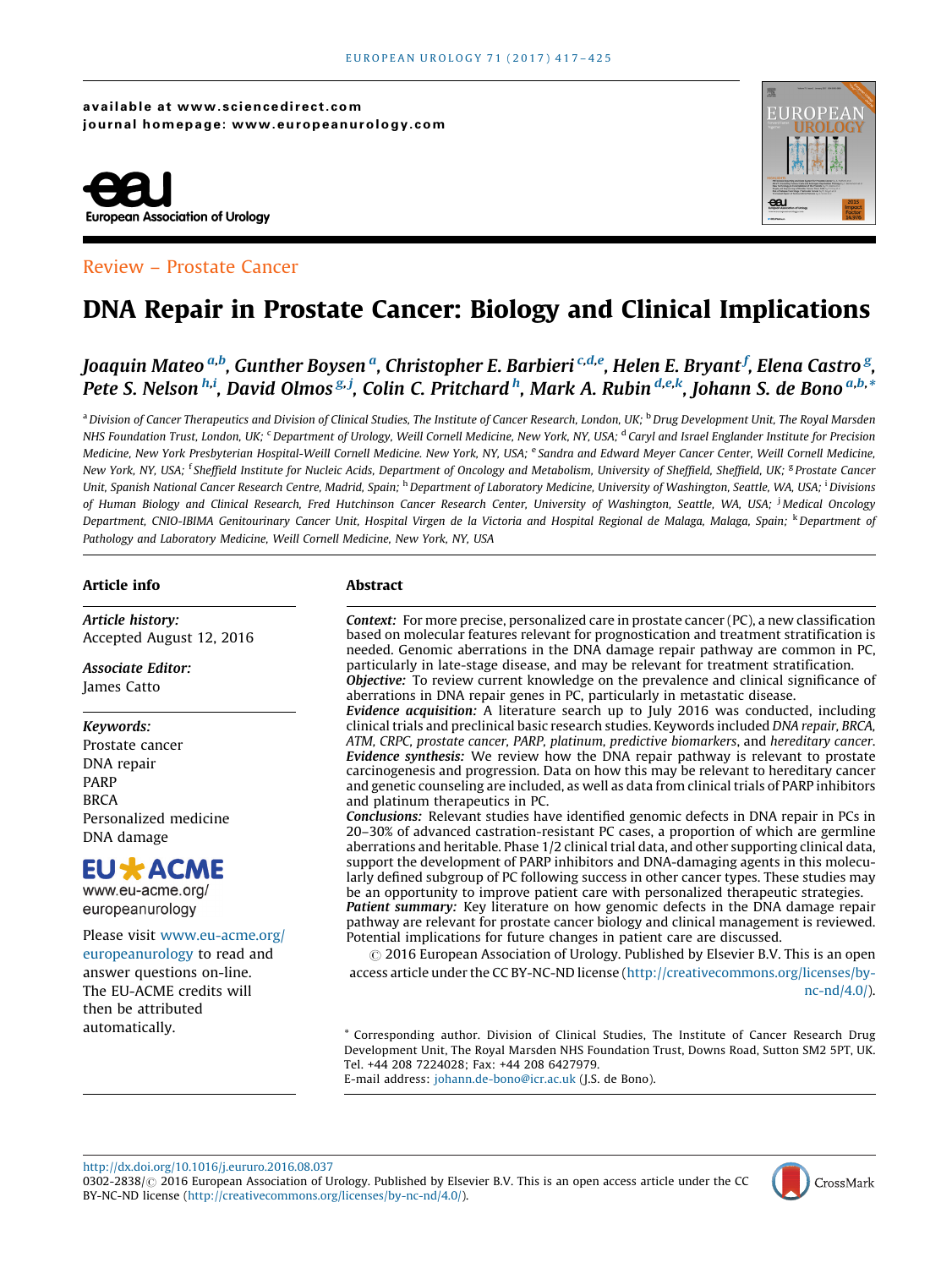available at www.sciencedirect.com
journal homepage: www.europeanurology.com

European Association of Urology

Review – Prostate Cancer

# DNA Repair in Prostate Cancer: Biology and Clinical Implications

*Joaquin Mateo [a,b], Gunther Boysen [a], Christopher E. Barbieri [c,d,e], Helen E. Bryant [f], Elena Castro [g], Pete S. Nelson [h,i], David Olmos [g,j], Colin C. Pritchard [h], Mark A. Rubin [d,e,k], Johann S. de Bono [a,b,*]*

[a] Division of Cancer Therapeutics and Division of Clinical Studies, The Institute of Cancer Research, London, UK; [b] Drug Development Unit, The Royal Marsden NHS Foundation Trust, London, UK; [c] Department of Urology, Weill Cornell Medicine, New York, NY, USA; [d] Caryl and Israel Englander Institute for Precision Medicine, New York Presbyterian Hospital-Weill Cornell Medicine. New York, NY, USA; [e] Sandra and Edward Meyer Cancer Center, Weill Cornell Medicine, New York, NY, USA; [f] Sheffield Institute for Nucleic Acids, Department of Oncology and Metabolism, University of Sheffield, Sheffield, UK; [g] Prostate Cancer Unit, Spanish National Cancer Research Centre, Madrid, Spain; [h] Department of Laboratory Medicine, University of Washington, Seattle, WA, USA; [i] Divisions of Human Biology and Clinical Research, Fred Hutchinson Cancer Research Center, University of Washington, Seattle, WA, USA; [j] Medical Oncology Department, CNIO-IBIMA Genitourinary Cancer Unit, Hospital Virgen de la Victoria and Hospital Regional de Malaga, Malaga, Spain; [k] Department of Pathology and Laboratory Medicine, Weill Cornell Medicine, New York, NY, USA

## Article info

*Article history:*
Accepted August 12, 2016

*Associate Editor:*
James Catto

*Keywords:*
Prostate cancer
DNA repair
PARP
BRCA
Personalized medicine
DNA damage

EU ACME
www.eu-acme.org/europeanurology

Please visit www.eu-acme.org/europeanurology to read and answer questions on-line. The EU-ACME credits will then be attributed automatically.

## Abstract

***Context:*** For more precise, personalized care in prostate cancer (PC), a new classification based on molecular features relevant for prognostication and treatment stratification is needed. Genomic aberrations in the DNA damage repair pathway are common in PC, particularly in late-stage disease, and may be relevant for treatment stratification.

***Objective:*** To review current knowledge on the prevalence and clinical significance of aberrations in DNA repair genes in PC, particularly in metastatic disease.

***Evidence acquisition:*** A literature search up to July 2016 was conducted, including clinical trials and preclinical basic research studies. Keywords included *DNA repair, BRCA, ATM, CRPC, prostate cancer, PARP, platinum, predictive biomarkers*, and *hereditary cancer*.

***Evidence synthesis:*** We review how the DNA repair pathway is relevant to prostate carcinogenesis and progression. Data on how this may be relevant to hereditary cancer and genetic counseling are included, as well as data from clinical trials of PARP inhibitors and platinum therapeutics in PC.

***Conclusions:*** Relevant studies have identified genomic defects in DNA repair in PCs in 20–30% of advanced castration-resistant PC cases, a proportion of which are germline aberrations and heritable. Phase 1/2 clinical trial data, and other supporting clinical data, support the development of PARP inhibitors and DNA-damaging agents in this molecularly defined subgroup of PC following success in other cancer types. These studies may be an opportunity to improve patient care with personalized therapeutic strategies.

***Patient summary:*** Key literature on how genomic defects in the DNA damage repair pathway are relevant for prostate cancer biology and clinical management is reviewed. Potential implications for future changes in patient care are discussed.

© 2016 European Association of Urology. Published by Elsevier B.V. This is an open access article under the CC BY-NC-ND license (http://creativecommons.org/licenses/by-nc-nd/4.0/).

\* Corresponding author. Division of Clinical Studies, The Institute of Cancer Research Drug Development Unit, The Royal Marsden NHS Foundation Trust, Downs Road, Sutton SM2 5PT, UK. Tel. +44 208 7224028; Fax: +44 208 6427979.
E-mail address: johann.de-bono@icr.ac.uk (J.S. de Bono).

http://dx.doi.org/10.1016/j.eururo.2016.08.037
0302-2838/© 2016 European Association of Urology. Published by Elsevier B.V. This is an open access article under the CC BY-NC-ND license (http://creativecommons.org/licenses/by-nc-nd/4.0/).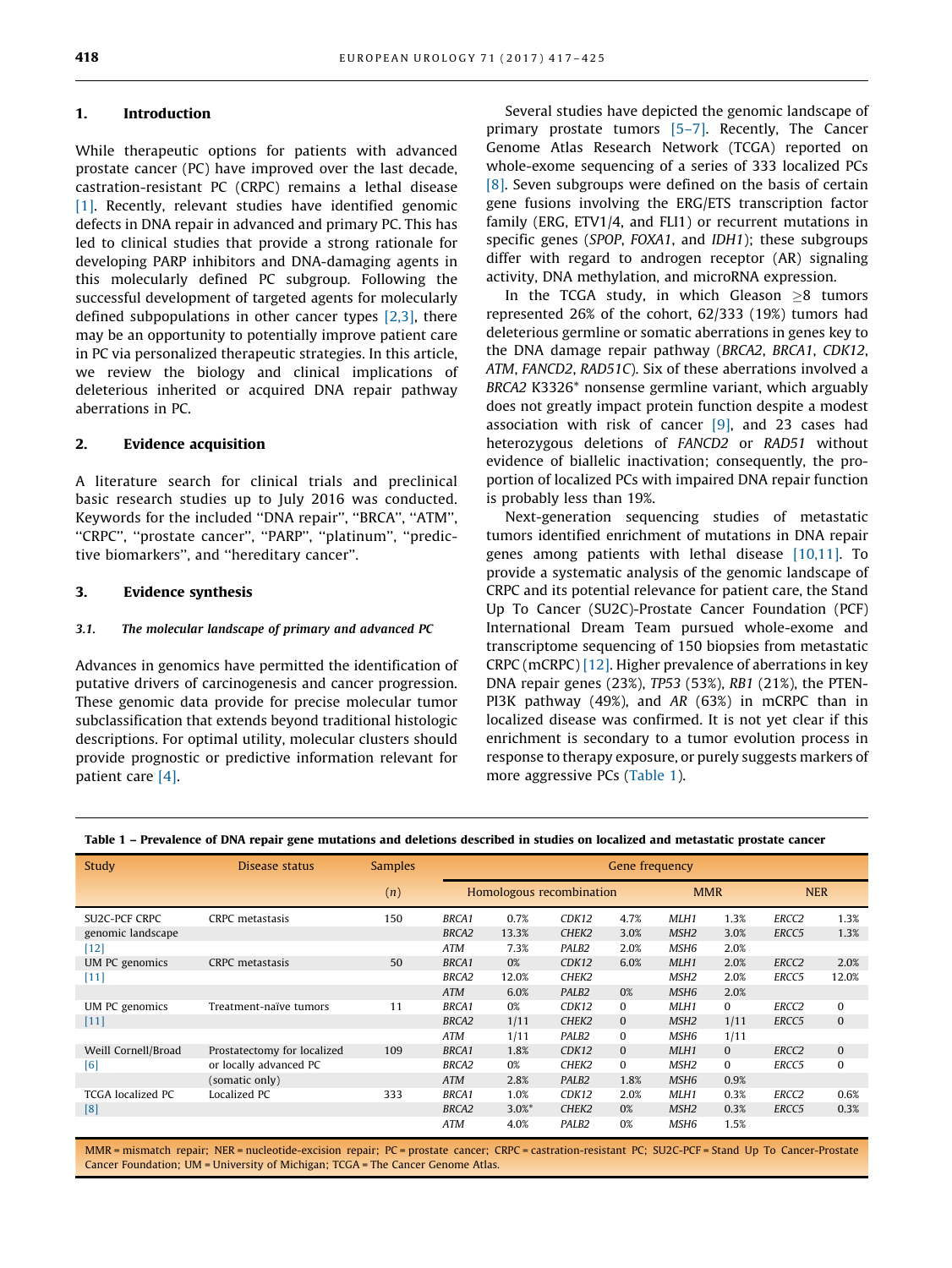## 1. Introduction

While therapeutic options for patients with advanced prostate cancer (PC) have improved over the last decade, castration-resistant PC (CRPC) remains a lethal disease [1]. Recently, relevant studies have identified genomic defects in DNA repair in advanced and primary PC. This has led to clinical studies that provide a strong rationale for developing PARP inhibitors and DNA-damaging agents in this molecularly defined PC subgroup. Following the successful development of targeted agents for molecularly defined subpopulations in other cancer types [2,3], there may be an opportunity to potentially improve patient care in PC via personalized therapeutic strategies. In this article, we review the biology and clinical implications of deleterious inherited or acquired DNA repair pathway aberrations in PC.

## 2. Evidence acquisition

A literature search for clinical trials and preclinical basic research studies up to July 2016 was conducted. Keywords for the included "DNA repair", "BRCA", "ATM", "CRPC", "prostate cancer", "PARP", "platinum", "predictive biomarkers", and "hereditary cancer".

## 3. Evidence synthesis

### 3.1. The molecular landscape of primary and advanced PC

Advances in genomics have permitted the identification of putative drivers of carcinogenesis and cancer progression. These genomic data provide for precise molecular tumor subclassification that extends beyond traditional histologic descriptions. For optimal utility, molecular clusters should provide prognostic or predictive information relevant for patient care [4].

Several studies have depicted the genomic landscape of primary prostate tumors [5–7]. Recently, The Cancer Genome Atlas Research Network (TCGA) reported on whole-exome sequencing of a series of 333 localized PCs [8]. Seven subgroups were defined on the basis of certain gene fusions involving the ERG/ETS transcription factor family (ERG, ETV1/4, and FLI1) or recurrent mutations in specific genes (*SPOP*, *FOXA1*, and *IDH1*); these subgroups differ with regard to androgen receptor (AR) signaling activity, DNA methylation, and microRNA expression.

In the TCGA study, in which Gleason $\geq$8 tumors represented 26% of the cohort, 62/333 (19%) tumors had deleterious germline or somatic aberrations in genes key to the DNA damage repair pathway (*BRCA2*, *BRCA1*, *CDK12*, *ATM*, *FANCD2*, *RAD51C*). Six of these aberrations involved a *BRCA2* K3326* nonsense germline variant, which arguably does not greatly impact protein function despite a modest association with risk of cancer [9], and 23 cases had heterozygous deletions of *FANCD2* or *RAD51* without evidence of biallelic inactivation; consequently, the proportion of localized PCs with impaired DNA repair function is probably less than 19%.

Next-generation sequencing studies of metastatic tumors identified enrichment of mutations in DNA repair genes among patients with lethal disease [10,11]. To provide a systematic analysis of the genomic landscape of CRPC and its potential relevance for patient care, the Stand Up To Cancer (SU2C)-Prostate Cancer Foundation (PCF) International Dream Team pursued whole-exome and transcriptome sequencing of 150 biopsies from metastatic CRPC (mCRPC) [12]. Higher prevalence of aberrations in key DNA repair genes (23%), *TP53* (53%), *RB1* (21%), the PTEN-PI3K pathway (49%), and *AR* (63%) in mCRPC than in localized disease was confirmed. It is not yet clear if this enrichment is secondary to a tumor evolution process in response to therapy exposure, or purely suggests markers of more aggressive PCs (Table 1).

**Table 1 – Prevalence of DNA repair gene mutations and deletions described in studies on localized and metastatic prostate cancer**

| Study | Disease status | Samples | Gene frequency | | | | | | | |
|---|---|---|---|---|---|---|---|---|---|---|
| | | (*n*) | Homologous recombination | | | | MMR | | NER | |
| SU2C-PCF CRPC genomic landscape [12] | CRPC metastasis | 150 | *BRCA1* | 0.7% | *CDK12* | 4.7% | *MLH1* | 1.3% | *ERCC2* | 1.3% |
| | | | *BRCA2* | 13.3% | *CHEK2* | 3.0% | *MSH2* | 3.0% | *ERCC5* | 1.3% |
| | | | *ATM* | 7.3% | *PALB2* | 2.0% | *MSH6* | 2.0% | | |
| UM PC genomics [11] | CRPC metastasis | 50 | *BRCA1* | 0% | *CDK12* | 6.0% | *MLH1* | 2.0% | *ERCC2* | 2.0% |
| | | | *BRCA2* | 12.0% | *CHEK2* | | *MSH2* | 2.0% | *ERCC5* | 12.0% |
| | | | *ATM* | 6.0% | *PALB2* | 0% | *MSH6* | 2.0% | | |
| UM PC genomics [11] | Treatment-naïve tumors | 11 | *BRCA1* | 0% | *CDK12* | 0 | *MLH1* | 0 | *ERCC2* | 0 |
| | | | *BRCA2* | 1/11 | *CHEK2* | 0 | *MSH2* | 1/11 | *ERCC5* | 0 |
| | | | *ATM* | 1/11 | *PALB2* | 0 | *MSH6* | 1/11 | | |
| Weill Cornell/Broad [6] | Prostatectomy for localized or locally advanced PC (somatic only) | 109 | *BRCA1* | 1.8% | *CDK12* | 0 | *MLH1* | 0 | *ERCC2* | 0 |
| | | | *BRCA2* | 0% | *CHEK2* | 0 | *MSH2* | 0 | *ERCC5* | 0 |
| | | | *ATM* | 2.8% | *PALB2* | 1.8% | *MSH6* | 0.9% | | |
| TCGA localized PC [8] | Localized PC | 333 | *BRCA1* | 1.0% | *CDK12* | 2.0% | *MLH1* | 0.3% | *ERCC2* | 0.6% |
| | | | *BRCA2* | 3.0%* | *CHEK2* | 0% | *MSH2* | 0.3% | *ERCC5* | 0.3% |
| | | | *ATM* | 4.0% | *PALB2* | 0% | *MSH6* | 1.5% | | |

MMR = mismatch repair; NER = nucleotide-excision repair; PC = prostate cancer; CRPC = castration-resistant PC; SU2C-PCF = Stand Up To Cancer-Prostate Cancer Foundation; UM = University of Michigan; TCGA = The Cancer Genome Atlas.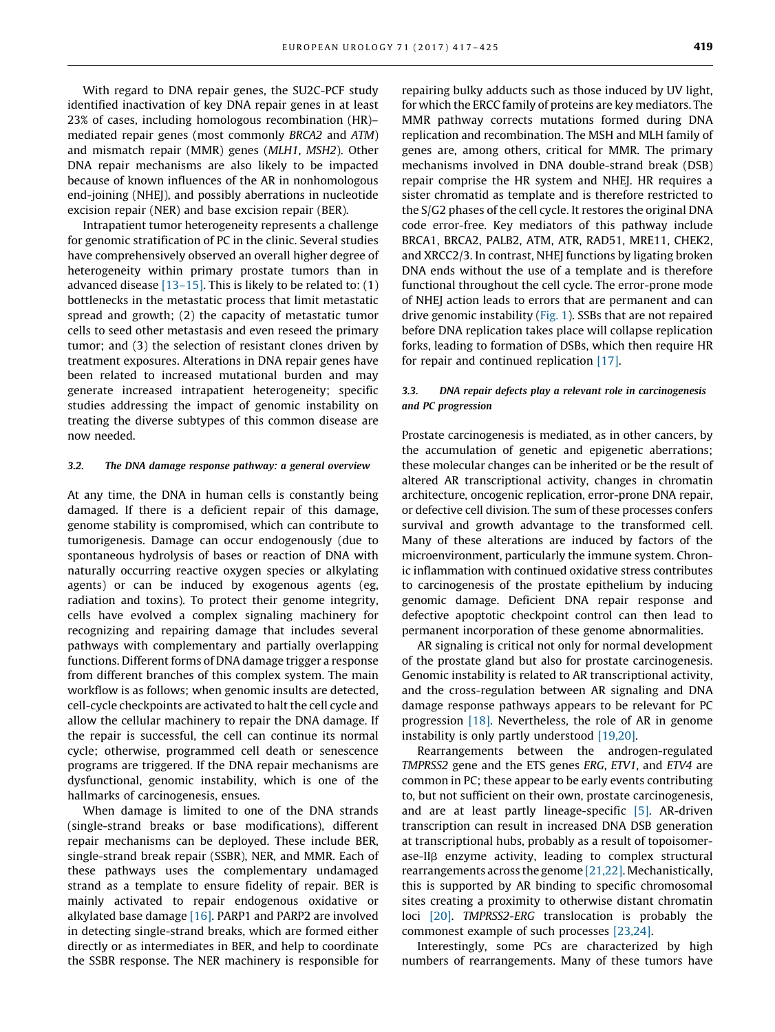With regard to DNA repair genes, the SU2C-PCF study identified inactivation of key DNA repair genes in at least 23% of cases, including homologous recombination (HR)–mediated repair genes (most commonly *BRCA2* and *ATM*) and mismatch repair (MMR) genes (*MLH1*, *MSH2*). Other DNA repair mechanisms are also likely to be impacted because of known influences of the AR in nonhomologous end-joining (NHEJ), and possibly aberrations in nucleotide excision repair (NER) and base excision repair (BER).

Intrapatient tumor heterogeneity represents a challenge for genomic stratification of PC in the clinic. Several studies have comprehensively observed an overall higher degree of heterogeneity within primary prostate tumors than in advanced disease [13–15]. This is likely to be related to: (1) bottlenecks in the metastatic process that limit metastatic spread and growth; (2) the capacity of metastatic tumor cells to seed other metastasis and even reseed the primary tumor; and (3) the selection of resistant clones driven by treatment exposures. Alterations in DNA repair genes have been related to increased mutational burden and may generate increased intrapatient heterogeneity; specific studies addressing the impact of genomic instability on treating the diverse subtypes of this common disease are now needed.

### 3.2. The DNA damage response pathway: a general overview

At any time, the DNA in human cells is constantly being damaged. If there is a deficient repair of this damage, genome stability is compromised, which can contribute to tumorigenesis. Damage can occur endogenously (due to spontaneous hydrolysis of bases or reaction of DNA with naturally occurring reactive oxygen species or alkylating agents) or can be induced by exogenous agents (eg, radiation and toxins). To protect their genome integrity, cells have evolved a complex signaling machinery for recognizing and repairing damage that includes several pathways with complementary and partially overlapping functions. Different forms of DNA damage trigger a response from different branches of this complex system. The main workflow is as follows; when genomic insults are detected, cell-cycle checkpoints are activated to halt the cell cycle and allow the cellular machinery to repair the DNA damage. If the repair is successful, the cell can continue its normal cycle; otherwise, programmed cell death or senescence programs are triggered. If the DNA repair mechanisms are dysfunctional, genomic instability, which is one of the hallmarks of carcinogenesis, ensues.

When damage is limited to one of the DNA strands (single-strand breaks or base modifications), different repair mechanisms can be deployed. These include BER, single-strand break repair (SSBR), NER, and MMR. Each of these pathways uses the complementary undamaged strand as a template to ensure fidelity of repair. BER is mainly activated to repair endogenous oxidative or alkylated base damage [16]. PARP1 and PARP2 are involved in detecting single-strand breaks, which are formed either directly or as intermediates in BER, and help to coordinate the SSBR response. The NER machinery is responsible for repairing bulky adducts such as those induced by UV light, for which the ERCC family of proteins are key mediators. The MMR pathway corrects mutations formed during DNA replication and recombination. The MSH and MLH family of genes are, among others, critical for MMR. The primary mechanisms involved in DNA double-strand break (DSB) repair comprise the HR system and NHEJ. HR requires a sister chromatid as template and is therefore restricted to the S/G2 phases of the cell cycle. It restores the original DNA code error-free. Key mediators of this pathway include BRCA1, BRCA2, PALB2, ATM, ATR, RAD51, MRE11, CHEK2, and XRCC2/3. In contrast, NHEJ functions by ligating broken DNA ends without the use of a template and is therefore functional throughout the cell cycle. The error-prone mode of NHEJ action leads to errors that are permanent and can drive genomic instability (Fig. 1). SSBs that are not repaired before DNA replication takes place will collapse replication forks, leading to formation of DSBs, which then require HR for repair and continued replication [17].

### 3.3. DNA repair defects play a relevant role in carcinogenesis and PC progression

Prostate carcinogenesis is mediated, as in other cancers, by the accumulation of genetic and epigenetic aberrations; these molecular changes can be inherited or be the result of altered AR transcriptional activity, changes in chromatin architecture, oncogenic replication, error-prone DNA repair, or defective cell division. The sum of these processes confers survival and growth advantage to the transformed cell. Many of these alterations are induced by factors of the microenvironment, particularly the immune system. Chronic inflammation with continued oxidative stress contributes to carcinogenesis of the prostate epithelium by inducing genomic damage. Deficient DNA repair response and defective apoptotic checkpoint control can then lead to permanent incorporation of these genome abnormalities.

AR signaling is critical not only for normal development of the prostate gland but also for prostate carcinogenesis. Genomic instability is related to AR transcriptional activity, and the cross-regulation between AR signaling and DNA damage response pathways appears to be relevant for PC progression [18]. Nevertheless, the role of AR in genome instability is only partly understood [19,20].

Rearrangements between the androgen-regulated *TMPRSS2* gene and the ETS genes *ERG*, *ETV1*, and *ETV4* are common in PC; these appear to be early events contributing to, but not sufficient on their own, prostate carcinogenesis, and are at least partly lineage-specific [5]. AR-driven transcription can result in increased DNA DSB generation at transcriptional hubs, probably as a result of topoisomerase-IIβ enzyme activity, leading to complex structural rearrangements across the genome [21,22]. Mechanistically, this is supported by AR binding to specific chromosomal sites creating a proximity to otherwise distant chromatin loci [20]. *TMPRSS2-ERG* translocation is probably the commonest example of such processes [23,24].

Interestingly, some PCs are characterized by high numbers of rearrangements. Many of these tumors have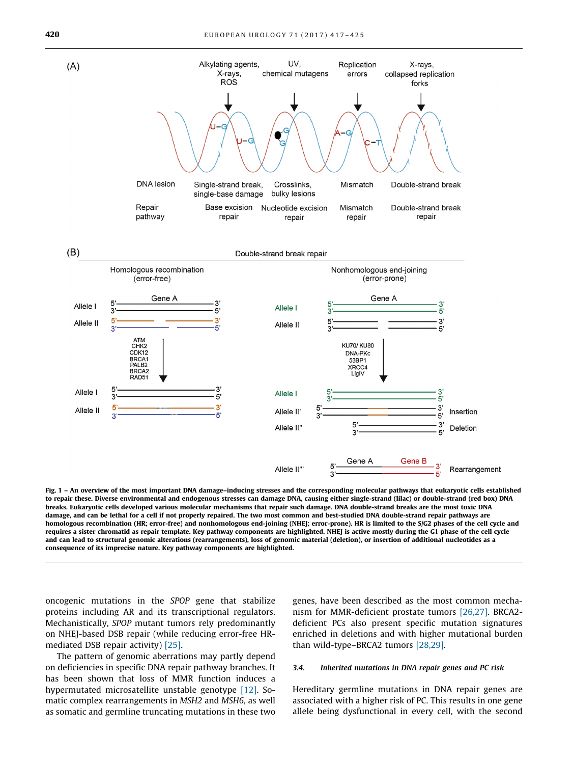Fig. 1 – An overview of the most important DNA damage–inducing stresses and the corresponding molecular pathways that eukaryotic cells established to repair these. Diverse environmental and endogenous stresses can damage DNA, causing either single-strand (lilac) or double-strand (red box) DNA breaks. Eukaryotic cells developed various molecular mechanisms that repair such damage. DNA double-strand breaks are the most toxic DNA damage, and can be lethal for a cell if not properly repaired. The two most common and best-studied DNA double-strand repair pathways are homologous recombination (HR; error-free) and nonhomologous end-joining (NHEJ; error-prone). HR is limited to the S/G2 phases of the cell cycle and requires a sister chromatid as repair template. Key pathway components are highlighted. NHEJ is active mostly during the G1 phase of the cell cycle and can lead to structural genomic alterations (rearrangements), loss of genomic material (deletion), or insertion of additional nucleotides as a consequence of its imprecise nature. Key pathway components are highlighted.

oncogenic mutations in the *SPOP* gene that stabilize proteins including AR and its transcriptional regulators. Mechanistically, *SPOP* mutant tumors rely predominantly on NHEJ-based DSB repair (while reducing error-free HR-mediated DSB repair activity) [25].

The pattern of genomic aberrations may partly depend on deficiencies in specific DNA repair pathway branches. It has been shown that loss of MMR function induces a hypermutated microsatellite unstable genotype [12]. Somatic complex rearrangements in *MSH2* and *MSH6*, as well as somatic and germline truncating mutations in these two genes, have been described as the most common mechanism for MMR-deficient prostate tumors [26,27]. BRCA2-deficient PCs also present specific mutation signatures enriched in deletions and with higher mutational burden than wild-type–BRCA2 tumors [28,29].

### 3.4. Inherited mutations in DNA repair genes and PC risk

Hereditary germline mutations in DNA repair genes are associated with a higher risk of PC. This results in one gene allele being dysfunctional in every cell, with the second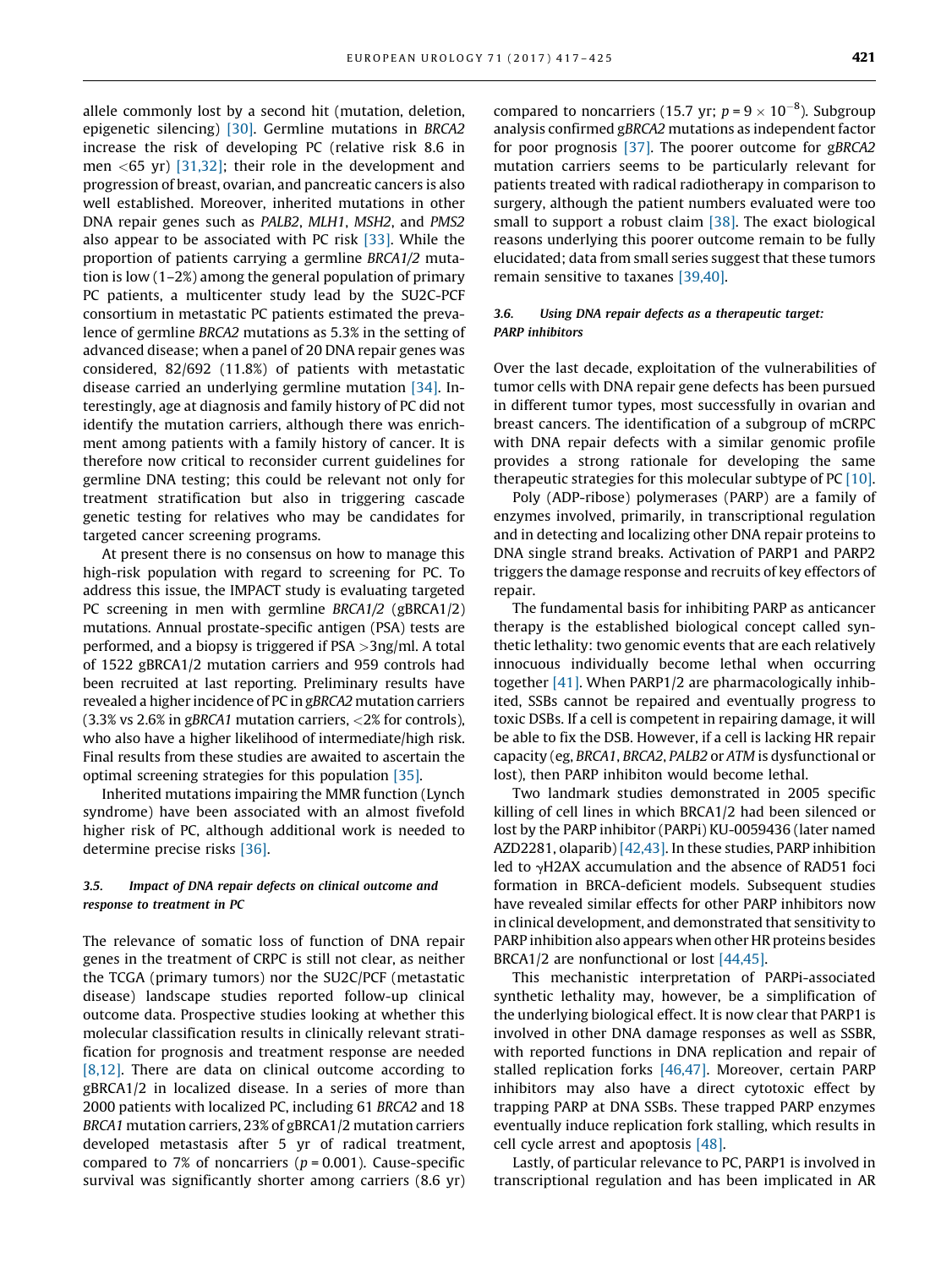allele commonly lost by a second hit (mutation, deletion, epigenetic silencing) [30]. Germline mutations in *BRCA2* increase the risk of developing PC (relative risk 8.6 in men <65 yr) [31,32]; their role in the development and progression of breast, ovarian, and pancreatic cancers is also well established. Moreover, inherited mutations in other DNA repair genes such as *PALB2*, *MLH1*, *MSH2*, and *PMS2* also appear to be associated with PC risk [33]. While the proportion of patients carrying a germline *BRCA1/2* mutation is low (1–2%) among the general population of primary PC patients, a multicenter study lead by the SU2C-PCF consortium in metastatic PC patients estimated the prevalence of germline *BRCA2* mutations as 5.3% in the setting of advanced disease; when a panel of 20 DNA repair genes was considered, 82/692 (11.8%) of patients with metastatic disease carried an underlying germline mutation [34]. Interestingly, age at diagnosis and family history of PC did not identify the mutation carriers, although there was enrichment among patients with a family history of cancer. It is therefore now critical to reconsider current guidelines for germline DNA testing; this could be relevant not only for treatment stratification but also in triggering cascade genetic testing for relatives who may be candidates for targeted cancer screening programs.

At present there is no consensus on how to manage this high-risk population with regard to screening for PC. To address this issue, the IMPACT study is evaluating targeted PC screening in men with germline *BRCA1/2* (gBRCA1/2) mutations. Annual prostate-specific antigen (PSA) tests are performed, and a biopsy is triggered if PSA >3ng/ml. A total of 1522 gBRCA1/2 mutation carriers and 959 controls had been recruited at last reporting. Preliminary results have revealed a higher incidence of PC in *gBRCA2* mutation carriers (3.3% vs 2.6% in *gBRCA1* mutation carriers, <2% for controls), who also have a higher likelihood of intermediate/high risk. Final results from these studies are awaited to ascertain the optimal screening strategies for this population [35].

Inherited mutations impairing the MMR function (Lynch syndrome) have been associated with an almost fivefold higher risk of PC, although additional work is needed to determine precise risks [36].

### 3.5. Impact of DNA repair defects on clinical outcome and response to treatment in PC

The relevance of somatic loss of function of DNA repair genes in the treatment of CRPC is still not clear, as neither the TCGA (primary tumors) nor the SU2C/PCF (metastatic disease) landscape studies reported follow-up clinical outcome data. Prospective studies looking at whether this molecular classification results in clinically relevant stratification for prognosis and treatment response are needed [8,12]. There are data on clinical outcome according to gBRCA1/2 in localized disease. In a series of more than 2000 patients with localized PC, including 61 *BRCA2* and 18 *BRCA1* mutation carriers, 23% of gBRCA1/2 mutation carriers developed metastasis after 5 yr of radical treatment, compared to 7% of noncarriers ($p = 0.001$). Cause-specific survival was significantly shorter among carriers (8.6 yr) compared to noncarriers (15.7 yr; $p = 9 \times 10^{-8}$). Subgroup analysis confirmed *gBRCA2* mutations as independent factor for poor prognosis [37]. The poorer outcome for *gBRCA2* mutation carriers seems to be particularly relevant for patients treated with radical radiotherapy in comparison to surgery, although the patient numbers evaluated were too small to support a robust claim [38]. The exact biological reasons underlying this poorer outcome remain to be fully elucidated; data from small series suggest that these tumors remain sensitive to taxanes [39,40].

### 3.6. Using DNA repair defects as a therapeutic target: PARP inhibitors

Over the last decade, exploitation of the vulnerabilities of tumor cells with DNA repair gene defects has been pursued in different tumor types, most successfully in ovarian and breast cancers. The identification of a subgroup of mCRPC with DNA repair defects with a similar genomic profile provides a strong rationale for developing the same therapeutic strategies for this molecular subtype of PC [10].

Poly (ADP-ribose) polymerases (PARP) are a family of enzymes involved, primarily, in transcriptional regulation and in detecting and localizing other DNA repair proteins to DNA single strand breaks. Activation of PARP1 and PARP2 triggers the damage response and recruits of key effectors of repair.

The fundamental basis for inhibiting PARP as anticancer therapy is the established biological concept called synthetic lethality: two genomic events that are each relatively innocuous individually become lethal when occurring together [41]. When PARP1/2 are pharmacologically inhibited, SSBs cannot be repaired and eventually progress to toxic DSBs. If a cell is competent in repairing damage, it will be able to fix the DSB. However, if a cell is lacking HR repair capacity (eg, *BRCA1*, *BRCA2*, *PALB2* or *ATM* is dysfunctional or lost), then PARP inhibiton would become lethal.

Two landmark studies demonstrated in 2005 specific killing of cell lines in which BRCA1/2 had been silenced or lost by the PARP inhibitor (PARPi) KU-0059436 (later named AZD2281, olaparib) [42,43]. In these studies, PARP inhibition led to γH2AX accumulation and the absence of RAD51 foci formation in BRCA-deficient models. Subsequent studies have revealed similar effects for other PARP inhibitors now in clinical development, and demonstrated that sensitivity to PARP inhibition also appears when other HR proteins besides BRCA1/2 are nonfunctional or lost [44,45].

This mechanistic interpretation of PARPi-associated synthetic lethality may, however, be a simplification of the underlying biological effect. It is now clear that PARP1 is involved in other DNA damage responses as well as SSBR, with reported functions in DNA replication and repair of stalled replication forks [46,47]. Moreover, certain PARP inhibitors may also have a direct cytotoxic effect by trapping PARP at DNA SSBs. These trapped PARP enzymes eventually induce replication fork stalling, which results in cell cycle arrest and apoptosis [48].

Lastly, of particular relevance to PC, PARP1 is involved in transcriptional regulation and has been implicated in AR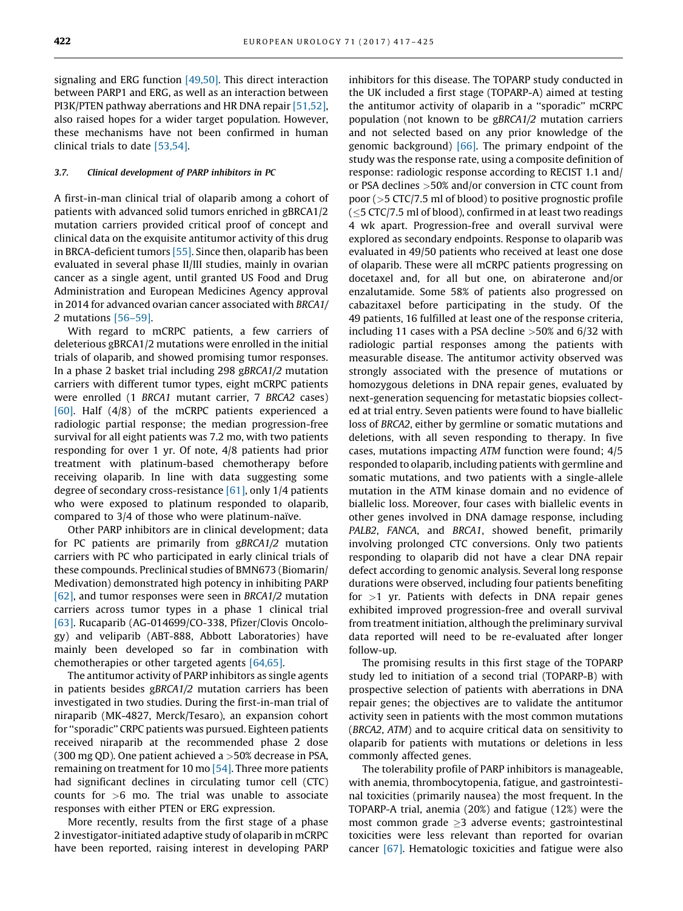signaling and ERG function [49,50]. This direct interaction between PARP1 and ERG, as well as an interaction between PI3K/PTEN pathway aberrations and HR DNA repair [51,52], also raised hopes for a wider target population. However, these mechanisms have not been confirmed in human clinical trials to date [53,54].

### 3.7. Clinical development of PARP inhibitors in PC

A first-in-man clinical trial of olaparib among a cohort of patients with advanced solid tumors enriched in gBRCA1/2 mutation carriers provided critical proof of concept and clinical data on the exquisite antitumor activity of this drug in BRCA-deficient tumors [55]. Since then, olaparib has been evaluated in several phase II/III studies, mainly in ovarian cancer as a single agent, until granted US Food and Drug Administration and European Medicines Agency approval in 2014 for advanced ovarian cancer associated with *BRCA1/2* mutations [56–59].

With regard to mCRPC patients, a few carriers of deleterious gBRCA1/2 mutations were enrolled in the initial trials of olaparib, and showed promising tumor responses. In a phase 2 basket trial including 298 g*BRCA1/2* mutation carriers with different tumor types, eight mCRPC patients were enrolled (1 *BRCA1* mutant carrier, 7 *BRCA2* cases) [60]. Half (4/8) of the mCRPC patients experienced a radiologic partial response; the median progression-free survival for all eight patients was 7.2 mo, with two patients responding for over 1 yr. Of note, 4/8 patients had prior treatment with platinum-based chemotherapy before receiving olaparib. In line with data suggesting some degree of secondary cross-resistance [61], only 1/4 patients who were exposed to platinum responded to olaparib, compared to 3/4 of those who were platinum-naïve.

Other PARP inhibitors are in clinical development; data for PC patients are primarily from g*BRCA1/2* mutation carriers with PC who participated in early clinical trials of these compounds. Preclinical studies of BMN673 (Biomarin/Medivation) demonstrated high potency in inhibiting PARP [62], and tumor responses were seen in *BRCA1/2* mutation carriers across tumor types in a phase 1 clinical trial [63]. Rucaparib (AG-014699/CO-338, Pfizer/Clovis Oncology) and veliparib (ABT-888, Abbott Laboratories) have mainly been developed so far in combination with chemotherapies or other targeted agents [64,65].

The antitumor activity of PARP inhibitors as single agents in patients besides g*BRCA1/2* mutation carriers has been investigated in two studies. During the first-in-man trial of niraparib (MK-4827, Merck/Tesaro), an expansion cohort for "sporadic" CRPC patients was pursued. Eighteen patients received niraparib at the recommended phase 2 dose (300 mg QD). One patient achieved a >50% decrease in PSA, remaining on treatment for 10 mo [54]. Three more patients had significant declines in circulating tumor cell (CTC) counts for >6 mo. The trial was unable to associate responses with either PTEN or ERG expression.

More recently, results from the first stage of a phase 2 investigator-initiated adaptive study of olaparib in mCRPC have been reported, raising interest in developing PARP inhibitors for this disease. The TOPARP study conducted in the UK included a first stage (TOPARP-A) aimed at testing the antitumor activity of olaparib in a "sporadic" mCRPC population (not known to be g*BRCA1/2* mutation carriers and not selected based on any prior knowledge of the genomic background) [66]. The primary endpoint of the study was the response rate, using a composite definition of response: radiologic response according to RECIST 1.1 and/or PSA declines >50% and/or conversion in CTC count from poor (>5 CTC/7.5 ml of blood) to positive prognostic profile (≤5 CTC/7.5 ml of blood), confirmed in at least two readings 4 wk apart. Progression-free and overall survival were explored as secondary endpoints. Response to olaparib was evaluated in 49/50 patients who received at least one dose of olaparib. These were all mCRPC patients progressing on docetaxel and, for all but one, on abiraterone and/or enzalutamide. Some 58% of patients also progressed on cabazitaxel before participating in the study. Of the 49 patients, 16 fulfilled at least one of the response criteria, including 11 cases with a PSA decline >50% and 6/32 with radiologic partial responses among the patients with measurable disease. The antitumor activity observed was strongly associated with the presence of mutations or homozygous deletions in DNA repair genes, evaluated by next-generation sequencing for metastatic biopsies collected at trial entry. Seven patients were found to have biallelic loss of *BRCA2*, either by germline or somatic mutations and deletions, with all seven responding to therapy. In five cases, mutations impacting *ATM* function were found; 4/5 responded to olaparib, including patients with germline and somatic mutations, and two patients with a single-allele mutation in the ATM kinase domain and no evidence of biallelic loss. Moreover, four cases with biallelic events in other genes involved in DNA damage response, including *PALB2*, *FANCA*, and *BRCA1*, showed benefit, primarily involving prolonged CTC conversions. Only two patients responding to olaparib did not have a clear DNA repair defect according to genomic analysis. Several long response durations were observed, including four patients benefiting for >1 yr. Patients with defects in DNA repair genes exhibited improved progression-free and overall survival from treatment initiation, although the preliminary survival data reported will need to be re-evaluated after longer follow-up.

The promising results in this first stage of the TOPARP study led to initiation of a second trial (TOPARP-B) with prospective selection of patients with aberrations in DNA repair genes; the objectives are to validate the antitumor activity seen in patients with the most common mutations (*BRCA2*, *ATM*) and to acquire critical data on sensitivity to olaparib for patients with mutations or deletions in less commonly affected genes.

The tolerability profile of PARP inhibitors is manageable, with anemia, thrombocytopenia, fatigue, and gastrointestinal toxicities (primarily nausea) the most frequent. In the TOPARP-A trial, anemia (20%) and fatigue (12%) were the most common grade ≥3 adverse events; gastrointestinal toxicities were less relevant than reported for ovarian cancer [67]. Hematologic toxicities and fatigue were also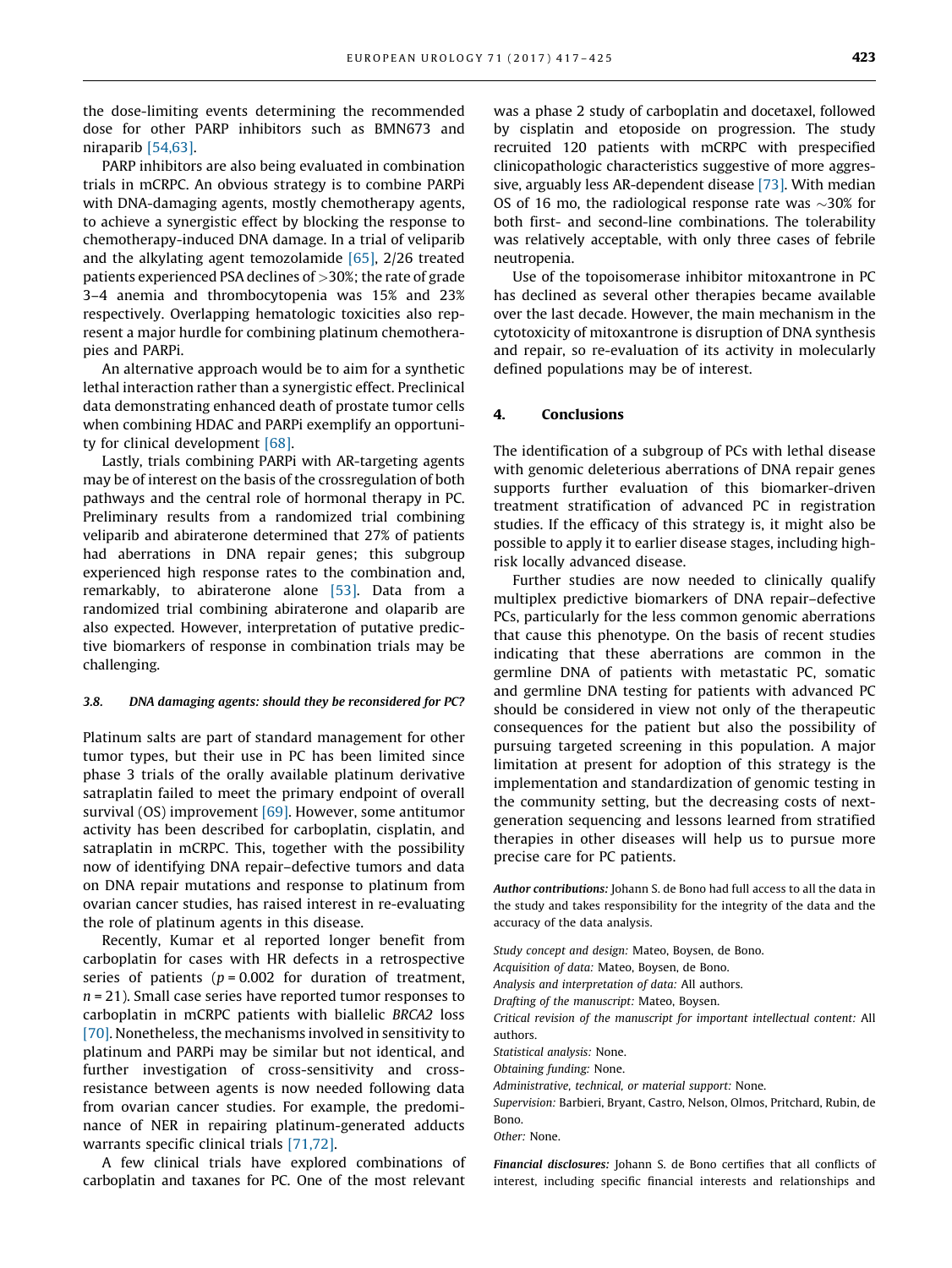the dose-limiting events determining the recommended dose for other PARP inhibitors such as BMN673 and niraparib [54,63].

PARP inhibitors are also being evaluated in combination trials in mCRPC. An obvious strategy is to combine PARPi with DNA-damaging agents, mostly chemotherapy agents, to achieve a synergistic effect by blocking the response to chemotherapy-induced DNA damage. In a trial of veliparib and the alkylating agent temozolamide [65], 2/26 treated patients experienced PSA declines of >30%; the rate of grade 3–4 anemia and thrombocytopenia was 15% and 23% respectively. Overlapping hematologic toxicities also represent a major hurdle for combining platinum chemotherapies and PARPi.

An alternative approach would be to aim for a synthetic lethal interaction rather than a synergistic effect. Preclinical data demonstrating enhanced death of prostate tumor cells when combining HDAC and PARPi exemplify an opportunity for clinical development [68].

Lastly, trials combining PARPi with AR-targeting agents may be of interest on the basis of the crossregulation of both pathways and the central role of hormonal therapy in PC. Preliminary results from a randomized trial combining veliparib and abiraterone determined that 27% of patients had aberrations in DNA repair genes; this subgroup experienced high response rates to the combination and, remarkably, to abiraterone alone [53]. Data from a randomized trial combining abiraterone and olaparib are also expected. However, interpretation of putative predictive biomarkers of response in combination trials may be challenging.

#### 3.8. DNA damaging agents: should they be reconsidered for PC?

Platinum salts are part of standard management for other tumor types, but their use in PC has been limited since phase 3 trials of the orally available platinum derivative satraplatin failed to meet the primary endpoint of overall survival (OS) improvement [69]. However, some antitumor activity has been described for carboplatin, cisplatin, and satraplatin in mCRPC. This, together with the possibility now of identifying DNA repair–defective tumors and data on DNA repair mutations and response to platinum from ovarian cancer studies, has raised interest in re-evaluating the role of platinum agents in this disease.

Recently, Kumar et al reported longer benefit from carboplatin for cases with HR defects in a retrospective series of patients ($p = 0.002$ for duration of treatment, $n = 21$). Small case series have reported tumor responses to carboplatin in mCRPC patients with biallelic *BRCA2* loss [70]. Nonetheless, the mechanisms involved in sensitivity to platinum and PARPi may be similar but not identical, and further investigation of cross-sensitivity and cross-resistance between agents is now needed following data from ovarian cancer studies. For example, the predominance of NER in repairing platinum-generated adducts warrants specific clinical trials [71,72].

A few clinical trials have explored combinations of carboplatin and taxanes for PC. One of the most relevant was a phase 2 study of carboplatin and docetaxel, followed by cisplatin and etoposide on progression. The study recruited 120 patients with mCRPC with prespecified clinicopathologic characteristics suggestive of more aggressive, arguably less AR-dependent disease [73]. With median OS of 16 mo, the radiological response rate was ~30% for both first- and second-line combinations. The tolerability was relatively acceptable, with only three cases of febrile neutropenia.

Use of the topoisomerase inhibitor mitoxantrone in PC has declined as several other therapies became available over the last decade. However, the main mechanism in the cytotoxicity of mitoxantrone is disruption of DNA synthesis and repair, so re-evaluation of its activity in molecularly defined populations may be of interest.

## 4. Conclusions

The identification of a subgroup of PCs with lethal disease with genomic deleterious aberrations of DNA repair genes supports further evaluation of this biomarker-driven treatment stratification of advanced PC in registration studies. If the efficacy of this strategy is, it might also be possible to apply it to earlier disease stages, including high-risk locally advanced disease.

Further studies are now needed to clinically qualify multiplex predictive biomarkers of DNA repair–defective PCs, particularly for the less common genomic aberrations that cause this phenotype. On the basis of recent studies indicating that these aberrations are common in the germline DNA of patients with metastatic PC, somatic and germline DNA testing for patients with advanced PC should be considered in view not only of the therapeutic consequences for the patient but also the possibility of pursuing targeted screening in this population. A major limitation at present for adoption of this strategy is the implementation and standardization of genomic testing in the community setting, but the decreasing costs of next-generation sequencing and lessons learned from stratified therapies in other diseases will help us to pursue more precise care for PC patients.

***Author contributions:*** Johann S. de Bono had full access to all the data in the study and takes responsibility for the integrity of the data and the accuracy of the data analysis.

*Study concept and design:* Mateo, Boysen, de Bono.
*Acquisition of data:* Mateo, Boysen, de Bono.
*Analysis and interpretation of data:* All authors.
*Drafting of the manuscript:* Mateo, Boysen.
*Critical revision of the manuscript for important intellectual content:* All authors.
*Statistical analysis:* None.
*Obtaining funding:* None.
*Administrative, technical, or material support:* None.
*Supervision:* Barbieri, Bryant, Castro, Nelson, Olmos, Pritchard, Rubin, de Bono.
*Other:* None.

***Financial disclosures:*** Johann S. de Bono certifies that all conflicts of interest, including specific financial interests and relationships and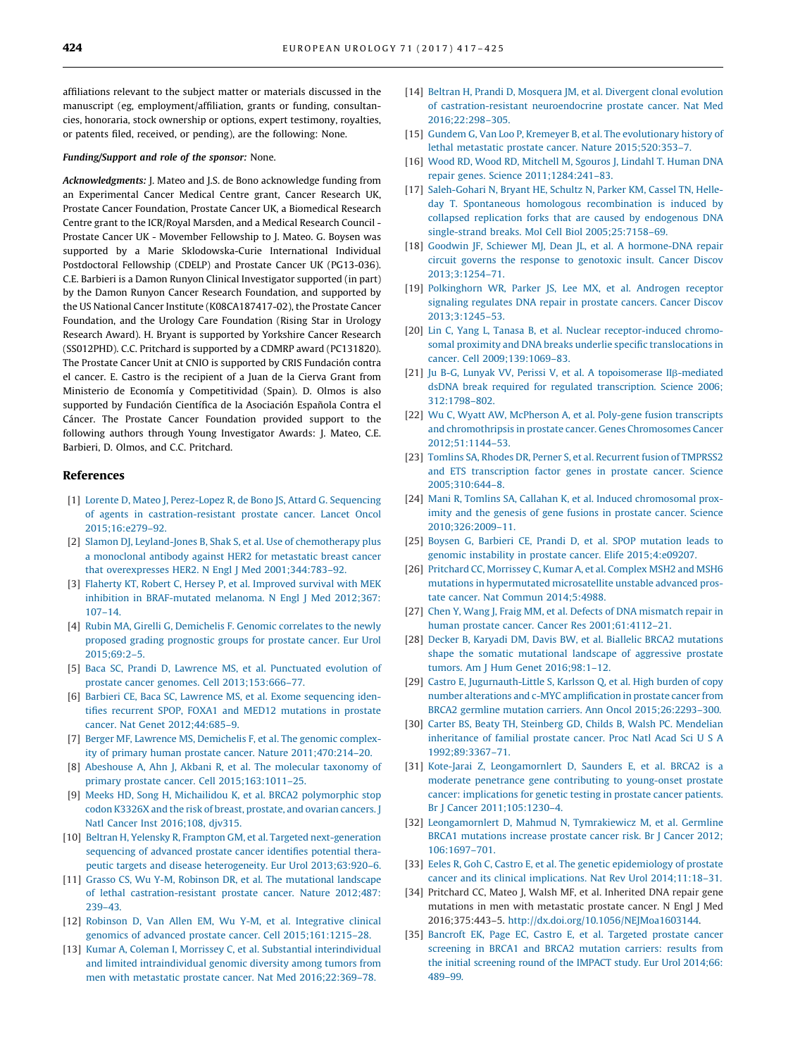affiliations relevant to the subject matter or materials discussed in the manuscript (eg, employment/affiliation, grants or funding, consultancies, honoraria, stock ownership or options, expert testimony, royalties, or patents filed, received, or pending), are the following: None.

***Funding/Support and role of the sponsor:*** None.

***Acknowledgments:*** J. Mateo and J.S. de Bono acknowledge funding from an Experimental Cancer Medical Centre grant, Cancer Research UK, Prostate Cancer Foundation, Prostate Cancer UK, a Biomedical Research Centre grant to the ICR/Royal Marsden, and a Medical Research Council - Prostate Cancer UK - Movember Fellowship to J. Mateo. G. Boysen was supported by a Marie Sklodowska-Curie International Individual Postdoctoral Fellowship (CDELP) and Prostate Cancer UK (PG13-036). C.E. Barbieri is a Damon Runyon Clinical Investigator supported (in part) by the Damon Runyon Cancer Research Foundation, and supported by the US National Cancer Institute (K08CA187417-02), the Prostate Cancer Foundation, and the Urology Care Foundation (Rising Star in Urology Research Award). H. Bryant is supported by Yorkshire Cancer Research (SS012PHD). C.C. Pritchard is supported by a CDMRP award (PC131820). The Prostate Cancer Unit at CNIO is supported by CRIS Fundación contra el cancer. E. Castro is the recipient of a Juan de la Cierva Grant from Ministerio de Economía y Competitividad (Spain). D. Olmos is also supported by Fundación Científica de la Asociación Española Contra el Cáncer. The Prostate Cancer Foundation provided support to the following authors through Young Investigator Awards: J. Mateo, C.E. Barbieri, D. Olmos, and C.C. Pritchard.

## References

[1] Lorente D, Mateo J, Perez-Lopez R, de Bono JS, Attard G. Sequencing of agents in castration-resistant prostate cancer. Lancet Oncol 2015;16:e279–92.

[2] Slamon DJ, Leyland-Jones B, Shak S, et al. Use of chemotherapy plus a monoclonal antibody against HER2 for metastatic breast cancer that overexpresses HER2. N Engl J Med 2001;344:783–92.

[3] Flaherty KT, Robert C, Hersey P, et al. Improved survival with MEK inhibition in BRAF-mutated melanoma. N Engl J Med 2012;367:107–14.

[4] Rubin MA, Girelli G, Demichelis F. Genomic correlates to the newly proposed grading prognostic groups for prostate cancer. Eur Urol 2015;69:2–5.

[5] Baca SC, Prandi D, Lawrence MS, et al. Punctuated evolution of prostate cancer genomes. Cell 2013;153:666–77.

[6] Barbieri CE, Baca SC, Lawrence MS, et al. Exome sequencing identifies recurrent SPOP, FOXA1 and MED12 mutations in prostate cancer. Nat Genet 2012;44:685–9.

[7] Berger MF, Lawrence MS, Demichelis F, et al. The genomic complexity of primary human prostate cancer. Nature 2011;470:214–20.

[8] Abeshouse A, Ahn J, Akbani R, et al. The molecular taxonomy of primary prostate cancer. Cell 2015;163:1011–25.

[9] Meeks HD, Song H, Michailidou K, et al. BRCA2 polymorphic stop codon K3326X and the risk of breast, prostate, and ovarian cancers. J Natl Cancer Inst 2016;108, djv315.

[10] Beltran H, Yelensky R, Frampton GM, et al. Targeted next-generation sequencing of advanced prostate cancer identifies potential therapeutic targets and disease heterogeneity. Eur Urol 2013;63:920–6.

[11] Grasso CS, Wu Y-M, Robinson DR, et al. The mutational landscape of lethal castration-resistant prostate cancer. Nature 2012;487:239–43.

[12] Robinson D, Van Allen EM, Wu Y-M, et al. Integrative clinical genomics of advanced prostate cancer. Cell 2015;161:1215–28.

[13] Kumar A, Coleman I, Morrissey C, et al. Substantial interindividual and limited intraindividual genomic diversity among tumors from men with metastatic prostate cancer. Nat Med 2016;22:369–78.

[14] Beltran H, Prandi D, Mosquera JM, et al. Divergent clonal evolution of castration-resistant neuroendocrine prostate cancer. Nat Med 2016;22:298–305.

[15] Gundem G, Van Loo P, Kremeyer B, et al. The evolutionary history of lethal metastatic prostate cancer. Nature 2015;520:353–7.

[16] Wood RD, Wood RD, Mitchell M, Sgouros J, Lindahl T. Human DNA repair genes. Science 2011;1284:241–83.

[17] Saleh-Gohari N, Bryant HE, Schultz N, Parker KM, Cassel TN, Helleday T. Spontaneous homologous recombination is induced by collapsed replication forks that are caused by endogenous DNA single-strand breaks. Mol Cell Biol 2005;25:7158–69.

[18] Goodwin JF, Schiewer MJ, Dean JL, et al. A hormone-DNA repair circuit governs the response to genotoxic insult. Cancer Discov 2013;3:1254–71.

[19] Polkinghorn WR, Parker JS, Lee MX, et al. Androgen receptor signaling regulates DNA repair in prostate cancers. Cancer Discov 2013;3:1245–53.

[20] Lin C, Yang L, Tanasa B, et al. Nuclear receptor-induced chromosomal proximity and DNA breaks underlie specific translocations in cancer. Cell 2009;139:1069–83.

[21] Ju B-G, Lunyak VV, Perissi V, et al. A topoisomerase IIβ-mediated dsDNA break required for regulated transcription. Science 2006;312:1798–802.

[22] Wu C, Wyatt AW, McPherson A, et al. Poly-gene fusion transcripts and chromothripsis in prostate cancer. Genes Chromosomes Cancer 2012;51:1144–53.

[23] Tomlins SA, Rhodes DR, Perner S, et al. Recurrent fusion of TMPRSS2 and ETS transcription factor genes in prostate cancer. Science 2005;310:644–8.

[24] Mani R, Tomlins SA, Callahan K, et al. Induced chromosomal proximity and the genesis of gene fusions in prostate cancer. Science 2010;326:2009–11.

[25] Boysen G, Barbieri CE, Prandi D, et al. SPOP mutation leads to genomic instability in prostate cancer. Elife 2015;4:e09207.

[26] Pritchard CC, Morrissey C, Kumar A, et al. Complex MSH2 and MSH6 mutations in hypermutated microsatellite unstable advanced prostate cancer. Nat Commun 2014;5:4988.

[27] Chen Y, Wang J, Fraig MM, et al. Defects of DNA mismatch repair in human prostate cancer. Cancer Res 2001;61:4112–21.

[28] Decker B, Karyadi DM, Davis BW, et al. Biallelic BRCA2 mutations shape the somatic mutational landscape of aggressive prostate tumors. Am J Hum Genet 2016;98:1–12.

[29] Castro E, Jugurnauth-Little S, Karlsson Q, et al. High burden of copy number alterations and c-MYC amplification in prostate cancer from BRCA2 germline mutation carriers. Ann Oncol 2015;26:2293–300.

[30] Carter BS, Beaty TH, Steinberg GD, Childs B, Walsh PC. Mendelian inheritance of familial prostate cancer. Proc Natl Acad Sci U S A 1992;89:3367–71.

[31] Kote-Jarai Z, Leongamornlert D, Saunders E, et al. BRCA2 is a moderate penetrance gene contributing to young-onset prostate cancer: implications for genetic testing in prostate cancer patients. Br J Cancer 2011;105:1230–4.

[32] Leongamornlert D, Mahmud N, Tymrakiewicz M, et al. Germline BRCA1 mutations increase prostate cancer risk. Br J Cancer 2012;106:1697–701.

[33] Eeles R, Goh C, Castro E, et al. The genetic epidemiology of prostate cancer and its clinical implications. Nat Rev Urol 2014;11:18–31.

[34] Pritchard CC, Mateo J, Walsh MF, et al. Inherited DNA repair gene mutations in men with metastatic prostate cancer. N Engl J Med 2016;375:443–5. http://dx.doi.org/10.1056/NEJMoa1603144.

[35] Bancroft EK, Page EC, Castro E, et al. Targeted prostate cancer screening in BRCA1 and BRCA2 mutation carriers: results from the initial screening round of the IMPACT study. Eur Urol 2014;66:489–99.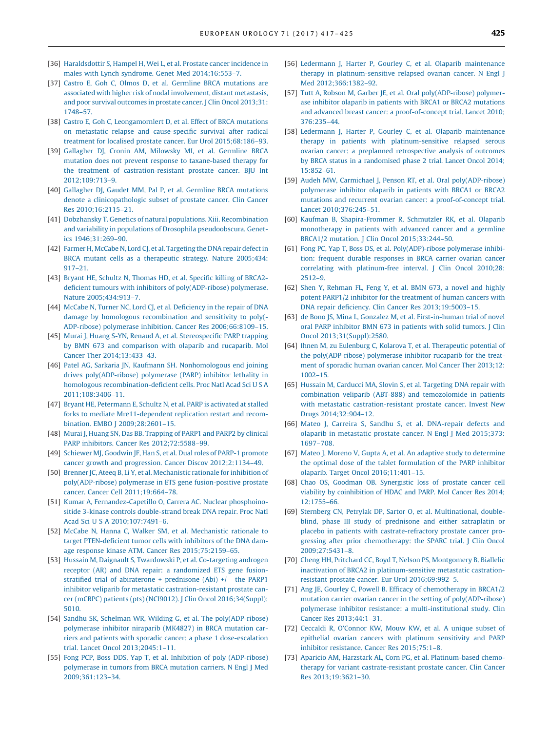[36] Haraldsdottir S, Hampel H, Wei L, et al. Prostate cancer incidence in males with Lynch syndrome. Genet Med 2014;16:553–7.

[37] Castro E, Goh C, Olmos D, et al. Germline BRCA mutations are associated with higher risk of nodal involvement, distant metastasis, and poor survival outcomes in prostate cancer. J Clin Oncol 2013;31: 1748–57.

[38] Castro E, Goh C, Leongamornlert D, et al. Effect of BRCA mutations on metastatic relapse and cause-specific survival after radical treatment for localised prostate cancer. Eur Urol 2015;68:186–93.

[39] Gallagher DJ, Cronin AM, Milowsky MI, et al. Germline BRCA mutation does not prevent response to taxane-based therapy for the treatment of castration-resistant prostate cancer. BJU Int 2012;109:713–9.

[40] Gallagher DJ, Gaudet MM, Pal P, et al. Germline BRCA mutations denote a clinicopathologic subset of prostate cancer. Clin Cancer Res 2010;16:2115–21.

[41] Dobzhansky T. Genetics of natural populations. Xiii. Recombination and variability in populations of Drosophila pseudoobscura. Genetics 1946;31:269–90.

[42] Farmer H, McCabe N, Lord CJ, et al. Targeting the DNA repair defect in BRCA mutant cells as a therapeutic strategy. Nature 2005;434: 917–21.

[43] Bryant HE, Schultz N, Thomas HD, et al. Specific killing of BRCA2-deficient tumours with inhibitors of poly(ADP-ribose) polymerase. Nature 2005;434:913–7.

[44] McCabe N, Turner NC, Lord CJ, et al. Deficiency in the repair of DNA damage by homologous recombination and sensitivity to poly(-ADP-ribose) polymerase inhibition. Cancer Res 2006;66:8109–15.

[45] Murai J, Huang S-YN, Renaud A, et al. Stereospecific PARP trapping by BMN 673 and comparison with olaparib and rucaparib. Mol Cancer Ther 2014;13:433–43.

[46] Patel AG, Sarkaria JN, Kaufmann SH. Nonhomologous end joining drives poly(ADP-ribose) polymerase (PARP) inhibitor lethality in homologous recombination-deficient cells. Proc Natl Acad Sci U S A 2011;108:3406–11.

[47] Bryant HE, Petermann E, Schultz N, et al. PARP is activated at stalled forks to mediate Mre11-dependent replication restart and recombination. EMBO J 2009;28:2601–15.

[48] Murai J, Huang SN, Das BB. Trapping of PARP1 and PARP2 by clinical PARP inhibitors. Cancer Res 2012;72:5588–99.

[49] Schiewer MJ, Goodwin JF, Han S, et al. Dual roles of PARP-1 promote cancer growth and progression. Cancer Discov 2012;2:1134–49.

[50] Brenner JC, Ateeq B, Li Y, et al. Mechanistic rationale for inhibition of poly(ADP-ribose) polymerase in ETS gene fusion-positive prostate cancer. Cancer Cell 2011;19:664–78.

[51] Kumar A, Fernandez-Capetillo O, Carrera AC. Nuclear phosphoinositide 3-kinase controls double-strand break DNA repair. Proc Natl Acad Sci U S A 2010;107:7491–6.

[52] McCabe N, Hanna C, Walker SM, et al. Mechanistic rationale to target PTEN-deficient tumor cells with inhibitors of the DNA damage response kinase ATM. Cancer Res 2015;75:2159–65.

[53] Hussain M, Daignault S, Twardowski P, et al. Co-targeting androgen receptor (AR) and DNA repair: a randomized ETS gene fusion-stratified trial of abiraterone + prednisone (Abi) +/− the PARP1 inhibitor veliparib for metastatic castration-resistant prostate cancer (mCRPC) patients (pts) (NCI9012). J Clin Oncol 2016;34(Suppl): 5010.

[54] Sandhu SK, Schelman WR, Wilding G, et al. The poly(ADP-ribose) polymerase inhibitor niraparib (MK4827) in BRCA mutation carriers and patients with sporadic cancer: a phase 1 dose-escalation trial. Lancet Oncol 2013;2045:1–11.

[55] Fong PCP, Boss DDS, Yap T, et al. Inhibition of poly (ADP-ribose) polymerase in tumors from BRCA mutation carriers. N Engl J Med 2009;361:123–34.

[56] Ledermann J, Harter P, Gourley C, et al. Olaparib maintenance therapy in platinum-sensitive relapsed ovarian cancer. N Engl J Med 2012;366:1382–92.

[57] Tutt A, Robson M, Garber JE, et al. Oral poly(ADP-ribose) polymerase inhibitor olaparib in patients with BRCA1 or BRCA2 mutations and advanced breast cancer: a proof-of-concept trial. Lancet 2010; 376:235–44.

[58] Ledermann J, Harter P, Gourley C, et al. Olaparib maintenance therapy in patients with platinum-sensitive relapsed serous ovarian cancer: a preplanned retrospective analysis of outcomes by BRCA status in a randomised phase 2 trial. Lancet Oncol 2014; 15:852–61.

[59] Audeh MW, Carmichael J, Penson RT, et al. Oral poly(ADP-ribose) polymerase inhibitor olaparib in patients with BRCA1 or BRCA2 mutations and recurrent ovarian cancer: a proof-of-concept trial. Lancet 2010;376:245–51.

[60] Kaufman B, Shapira-Frommer R, Schmutzler RK, et al. Olaparib monotherapy in patients with advanced cancer and a germline BRCA1/2 mutation. J Clin Oncol 2015;33:244–50.

[61] Fong PC, Yap T, Boss DS, et al. Poly(ADP)-ribose polymerase inhibition: frequent durable responses in BRCA carrier ovarian cancer correlating with platinum-free interval. J Clin Oncol 2010;28: 2512–9.

[62] Shen Y, Rehman FL, Feng Y, et al. BMN 673, a novel and highly potent PARP1/2 inhibitor for the treatment of human cancers with DNA repair deficiency. Clin Cancer Res 2013;19:5003–15.

[63] de Bono JS, Mina L, Gonzalez M, et al. First-in-human trial of novel oral PARP inhibitor BMN 673 in patients with solid tumors. J Clin Oncol 2013;31(Suppl):2580.

[64] Ihnen M, zu Eulenburg C, Kolarova T, et al. Therapeutic potential of the poly(ADP-ribose) polymerase inhibitor rucaparib for the treatment of sporadic human ovarian cancer. Mol Cancer Ther 2013;12: 1002–15.

[65] Hussain M, Carducci MA, Slovin S, et al. Targeting DNA repair with combination veliparib (ABT-888) and temozolomide in patients with metastatic castration-resistant prostate cancer. Invest New Drugs 2014;32:904–12.

[66] Mateo J, Carreira S, Sandhu S, et al. DNA-repair defects and olaparib in metastatic prostate cancer. N Engl J Med 2015;373: 1697–708.

[67] Mateo J, Moreno V, Gupta A, et al. An adaptive study to determine the optimal dose of the tablet formulation of the PARP inhibitor olaparib. Target Oncol 2016;11:401–15.

[68] Chao OS, Goodman OB. Synergistic loss of prostate cancer cell viability by coinhibition of HDAC and PARP. Mol Cancer Res 2014; 12:1755–66.

[69] Sternberg CN, Petrylak DP, Sartor O, et al. Multinational, double-blind, phase III study of prednisone and either satraplatin or placebo in patients with castrate-refractory prostate cancer progressing after prior chemotherapy: the SPARC trial. J Clin Oncol 2009;27:5431–8.

[70] Cheng HH, Pritchard CC, Boyd T, Nelson PS, Montgomery B. Biallelic inactivation of BRCA2 in platinum-sensitive metastatic castration-resistant prostate cancer. Eur Urol 2016;69:992–5.

[71] Ang JE, Gourley C, Powell B. Efficacy of chemotherapy in BRCA1/2 mutation carrier ovarian cancer in the setting of poly(ADP-ribose) polymerase inhibitor resistance: a multi-institutional study. Clin Cancer Res 2013;44:1–31.

[72] Ceccaldi R, O'Connor KW, Mouw KW, et al. A unique subset of epithelial ovarian cancers with platinum sensitivity and PARP inhibitor resistance. Cancer Res 2015;75:1–8.

[73] Aparicio AM, Harzstark AL, Corn PG, et al. Platinum-based chemotherapy for variant castrate-resistant prostate cancer. Clin Cancer Res 2013;19:3621–30.